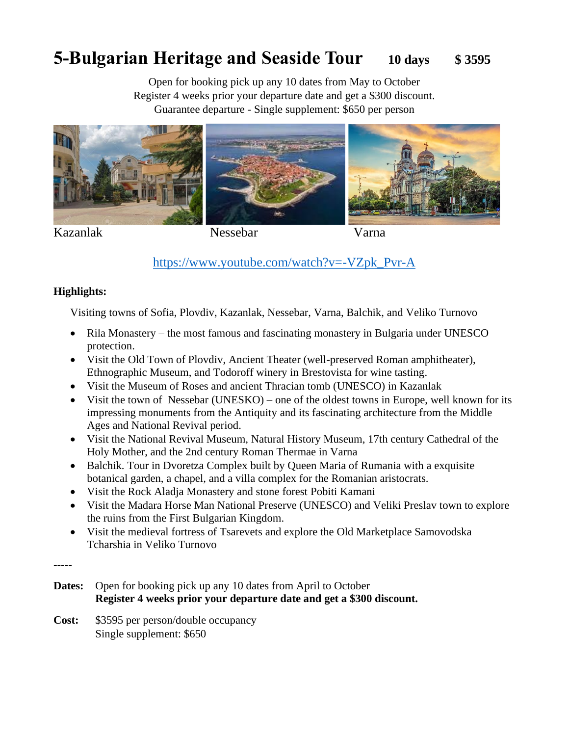# 5-Bulgarian Heritage and Seaside Tour 10 days $ 3595

Open for booking pick up any 10 dates from May to October
Register 4 weeks prior your departure date and get a $300 discount.
Guarantee departure - Single supplement: $650 per person

Kazanlak Nessebar Varna

https://www.youtube.com/watch?v=-VZpk_Pvr-A

**Highlights:**

Visiting towns of Sofia, Plovdiv, Kazanlak, Nessebar, Varna, Balchik, and Veliko Turnovo

- Rila Monastery – the most famous and fascinating monastery in Bulgaria under UNESCO protection.
- Visit the Old Town of Plovdiv, Ancient Theater (well-preserved Roman amphitheater), Ethnographic Museum, and Todoroff winery in Brestovista for wine tasting.
- Visit the Museum of Roses and ancient Thracian tomb (UNESCO) in Kazanlak
- Visit the town of Nessebar (UNESKO) – one of the oldest towns in Europe, well known for its impressing monuments from the Antiquity and its fascinating architecture from the Middle Ages and National Revival period.
- Visit the National Revival Museum, Natural History Museum, 17th century Cathedral of the Holy Mother, and the 2nd century Roman Thermae in Varna
- Balchik. Tour in Dvoretza Complex built by Queen Maria of Rumania with a exquisite botanical garden, a chapel, and a villa complex for the Romanian aristocrats.
- Visit the Rock Aladja Monastery and stone forest Pobiti Kamani
- Visit the Madara Horse Man National Preserve (UNESCO) and Veliki Preslav town to explore the ruins from the First Bulgarian Kingdom.
- Visit the medieval fortress of Tsarevets and explore the Old Marketplace Samovodska Tcharshia in Veliko Turnovo

-----

**Dates:** Open for booking pick up any 10 dates from April to October
**Register 4 weeks prior your departure date and get a $300 discount.**

**Cost:** $3595 per person/double occupancy
Single supplement: $650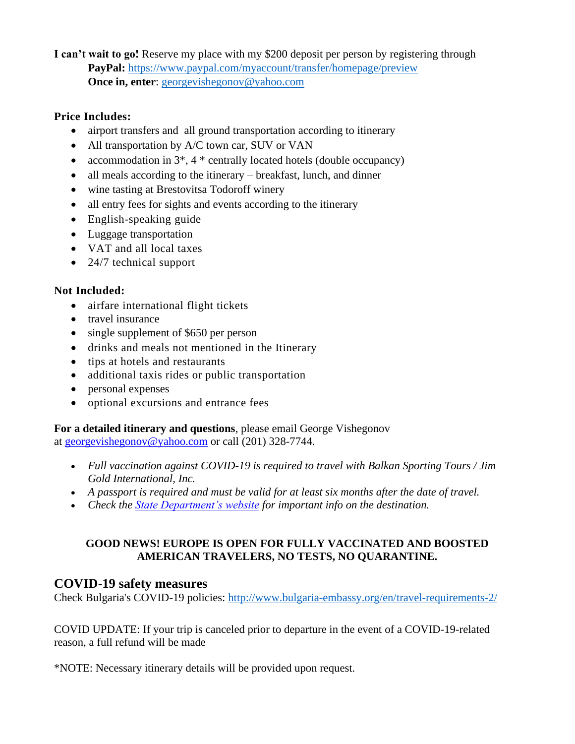**I can't wait to go!** Reserve my place with my $200 deposit per person by registering through
**PayPal:** https://www.paypal.com/myaccount/transfer/homepage/preview
**Once in, enter**: georgevishegonov@yahoo.com

**Price Includes:**

- airport transfers and all ground transportation according to itinerary
- All transportation by A/C town car, SUV or VAN
- accommodation in 3*, 4 * centrally located hotels (double occupancy)
- all meals according to the itinerary – breakfast, lunch, and dinner
- wine tasting at Brestovitsa Todoroff winery
- all entry fees for sights and events according to the itinerary
- English-speaking guide
- Luggage transportation
- VAT and all local taxes
- 24/7 technical support

**Not Included:**

- airfare international flight tickets
- travel insurance
- single supplement of $650 per person
- drinks and meals not mentioned in the Itinerary
- tips at hotels and restaurants
- additional taxis rides or public transportation
- personal expenses
- optional excursions and entrance fees

**For a detailed itinerary and questions**, please email George Vishegonov at georgevishegonov@yahoo.com or call (201) 328-7744.

- *Full vaccination against COVID-19 is required to travel with Balkan Sporting Tours / Jim Gold International, Inc.*
- *A passport is required and must be valid for at least six months after the date of travel.*
- *Check the State Department's website for important info on the destination.*

**GOOD NEWS! EUROPE IS OPEN FOR FULLY VACCINATED AND BOOSTED AMERICAN TRAVELERS, NO TESTS, NO QUARANTINE.**

## COVID-19 safety measures

Check Bulgaria's COVID-19 policies: http://www.bulgaria-embassy.org/en/travel-requirements-2/

COVID UPDATE: If your trip is canceled prior to departure in the event of a COVID-19-related reason, a full refund will be made

*NOTE: Necessary itinerary details will be provided upon request.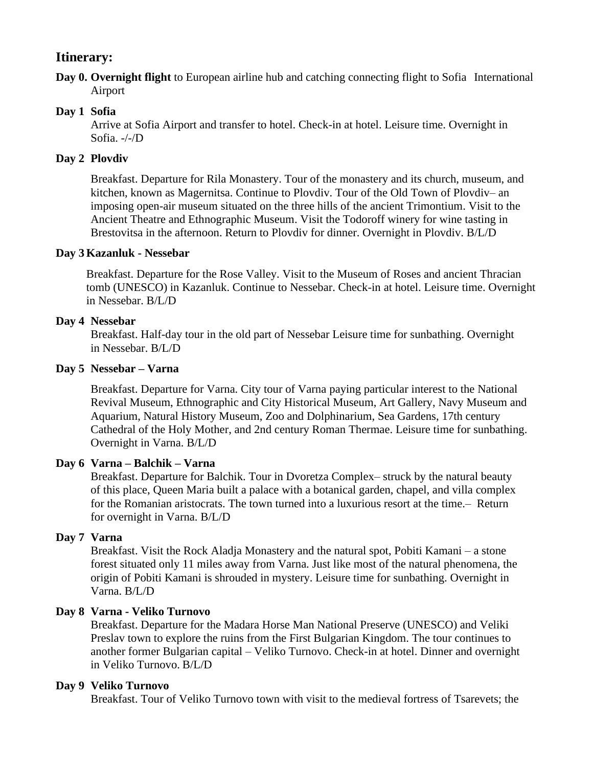## Itinerary:

**Day 0. Overnight flight** to European airline hub and catching connecting flight to Sofia International Airport

**Day 1 Sofia**

Arrive at Sofia Airport and transfer to hotel. Check-in at hotel. Leisure time. Overnight in Sofia. -/-/D

**Day 2 Plovdiv**

Breakfast. Departure for Rila Monastery. Tour of the monastery and its church, museum, and kitchen, known as Magernitsa. Continue to Plovdiv. Tour of the Old Town of Plovdiv– an imposing open-air museum situated on the three hills of the ancient Trimontium. Visit to the Ancient Theatre and Ethnographic Museum. Visit the Todoroff winery for wine tasting in Brestovitsa in the afternoon. Return to Plovdiv for dinner. Overnight in Plovdiv. B/L/D

**Day 3 Kazanluk - Nessebar**

Breakfast. Departure for the Rose Valley. Visit to the Museum of Roses and ancient Thracian tomb (UNESCO) in Kazanluk. Continue to Nessebar. Check-in at hotel. Leisure time. Overnight in Nessebar. B/L/D

**Day 4 Nessebar**

Breakfast. Half-day tour in the old part of Nessebar Leisure time for sunbathing. Overnight in Nessebar. B/L/D

**Day 5 Nessebar – Varna**

Breakfast. Departure for Varna. City tour of Varna paying particular interest to the National Revival Museum, Ethnographic and City Historical Museum, Art Gallery, Navy Museum and Aquarium, Natural History Museum, Zoo and Dolphinarium, Sea Gardens, 17th century Cathedral of the Holy Mother, and 2nd century Roman Thermae. Leisure time for sunbathing. Overnight in Varna. B/L/D

**Day 6 Varna – Balchik – Varna**

Breakfast. Departure for Balchik. Tour in Dvoretza Complex– struck by the natural beauty of this place, Queen Maria built a palace with a botanical garden, chapel, and villa complex for the Romanian aristocrats. The town turned into a luxurious resort at the time.– Return for overnight in Varna. B/L/D

**Day 7 Varna**

Breakfast. Visit the Rock Aladja Monastery and the natural spot, Pobiti Kamani – a stone forest situated only 11 miles away from Varna. Just like most of the natural phenomena, the origin of Pobiti Kamani is shrouded in mystery. Leisure time for sunbathing. Overnight in Varna. B/L/D

**Day 8 Varna - Veliko Turnovo**

Breakfast. Departure for the Madara Horse Man National Preserve (UNESCO) and Veliki Preslav town to explore the ruins from the First Bulgarian Kingdom. The tour continues to another former Bulgarian capital – Veliko Turnovo. Check-in at hotel. Dinner and overnight in Veliko Turnovo. B/L/D

**Day 9 Veliko Turnovo**

Breakfast. Tour of Veliko Turnovo town with visit to the medieval fortress of Tsarevets; the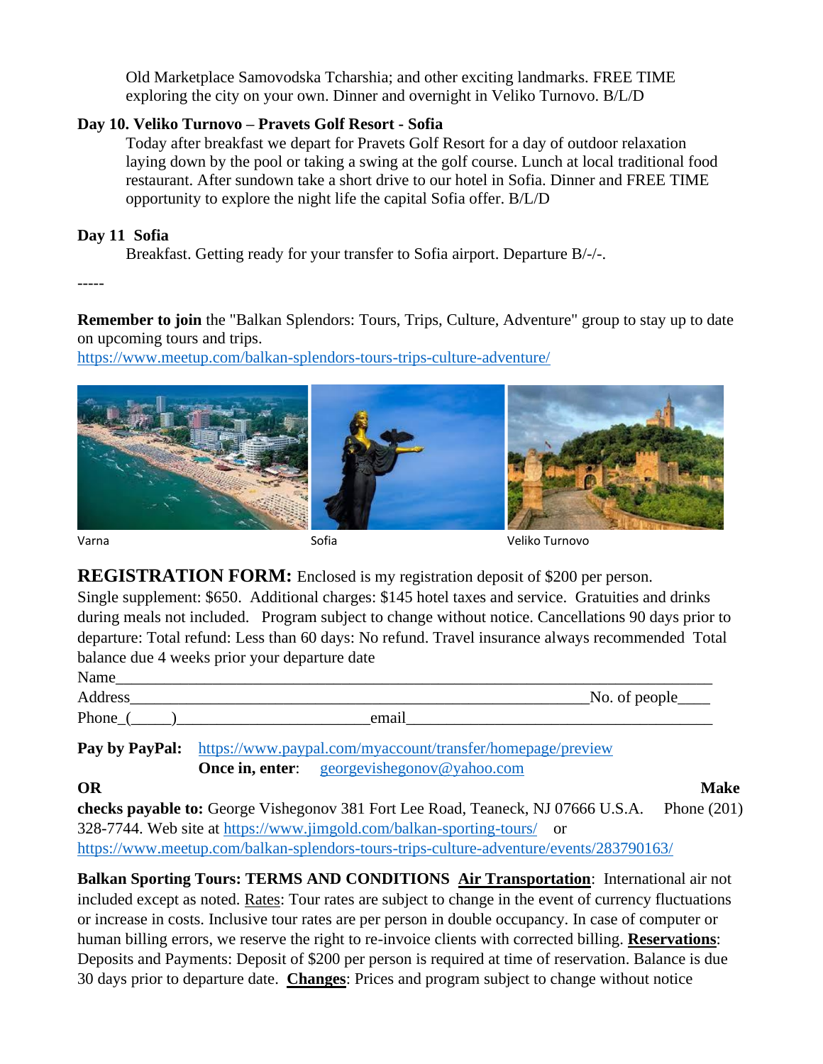Old Marketplace Samovodska Tcharshia; and other exciting landmarks. FREE TIME exploring the city on your own. Dinner and overnight in Veliko Turnovo. B/L/D

**Day 10. Veliko Turnovo – Pravets Golf Resort - Sofia**

Today after breakfast we depart for Pravets Golf Resort for a day of outdoor relaxation laying down by the pool or taking a swing at the golf course. Lunch at local traditional food restaurant. After sundown take a short drive to our hotel in Sofia. Dinner and FREE TIME opportunity to explore the night life the capital Sofia offer. B/L/D

**Day 11 Sofia**

Breakfast. Getting ready for your transfer to Sofia airport. Departure B/-/-.

-----

**Remember to join** the "Balkan Splendors: Tours, Trips, Culture, Adventure" group to stay up to date on upcoming tours and trips.
https://www.meetup.com/balkan-splendors-tours-trips-culture-adventure/

Varna Sofia Veliko Turnovo

**REGISTRATION FORM:** Enclosed is my registration deposit of $200 per person. Single supplement: $650. Additional charges: $145 hotel taxes and service. Gratuities and drinks during meals not included. Program subject to change without notice. Cancellations 90 days prior to departure: Total refund: Less than 60 days: No refund. Travel insurance always recommended Total balance due 4 weeks prior your departure date

Name_______________________________________________________________________

Address_____________________________________________________No. of people____

Phone_(_____)________________________email_________________________________

**Pay by PayPal:** https://www.paypal.com/myaccount/transfer/homepage/preview
**Once in, enter**: georgevishegonov@yahoo.com

**OR** **Make checks payable to:** George Vishegonov 381 Fort Lee Road, Teaneck, NJ 07666 U.S.A. Phone (201) 328-7744. Web site at https://www.jimgold.com/balkan-sporting-tours/ or https://www.meetup.com/balkan-splendors-tours-trips-culture-adventure/events/283790163/

**Balkan Sporting Tours: TERMS AND CONDITIONS** **Air Transportation**: International air not included except as noted. Rates: Tour rates are subject to change in the event of currency fluctuations or increase in costs. Inclusive tour rates are per person in double occupancy. In case of computer or human billing errors, we reserve the right to re-invoice clients with corrected billing. **Reservations**: Deposits and Payments: Deposit of $200 per person is required at time of reservation. Balance is due 30 days prior to departure date. **Changes**: Prices and program subject to change without notice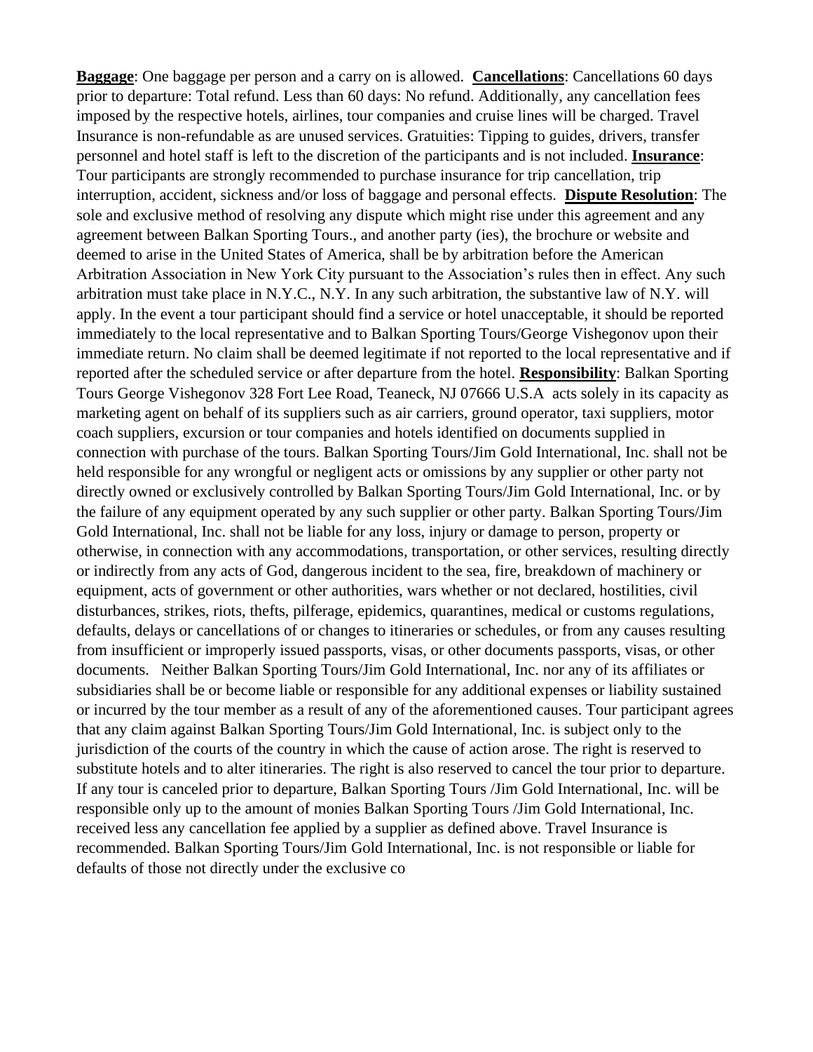**Baggage**: One baggage per person and a carry on is allowed. **Cancellations**: Cancellations 60 days prior to departure: Total refund. Less than 60 days: No refund. Additionally, any cancellation fees imposed by the respective hotels, airlines, tour companies and cruise lines will be charged. Travel Insurance is non-refundable as are unused services. Gratuities: Tipping to guides, drivers, transfer personnel and hotel staff is left to the discretion of the participants and is not included. **Insurance**: Tour participants are strongly recommended to purchase insurance for trip cancellation, trip interruption, accident, sickness and/or loss of baggage and personal effects. **Dispute Resolution**: The sole and exclusive method of resolving any dispute which might rise under this agreement and any agreement between Balkan Sporting Tours., and another party (ies), the brochure or website and deemed to arise in the United States of America, shall be by arbitration before the American Arbitration Association in New York City pursuant to the Association's rules then in effect. Any such arbitration must take place in N.Y.C., N.Y. In any such arbitration, the substantive law of N.Y. will apply. In the event a tour participant should find a service or hotel unacceptable, it should be reported immediately to the local representative and to Balkan Sporting Tours/George Vishegonov upon their immediate return. No claim shall be deemed legitimate if not reported to the local representative and if reported after the scheduled service or after departure from the hotel. **Responsibility**: Balkan Sporting Tours George Vishegonov 328 Fort Lee Road, Teaneck, NJ 07666 U.S.A acts solely in its capacity as marketing agent on behalf of its suppliers such as air carriers, ground operator, taxi suppliers, motor coach suppliers, excursion or tour companies and hotels identified on documents supplied in connection with purchase of the tours. Balkan Sporting Tours/Jim Gold International, Inc. shall not be held responsible for any wrongful or negligent acts or omissions by any supplier or other party not directly owned or exclusively controlled by Balkan Sporting Tours/Jim Gold International, Inc. or by the failure of any equipment operated by any such supplier or other party. Balkan Sporting Tours/Jim Gold International, Inc. shall not be liable for any loss, injury or damage to person, property or otherwise, in connection with any accommodations, transportation, or other services, resulting directly or indirectly from any acts of God, dangerous incident to the sea, fire, breakdown of machinery or equipment, acts of government or other authorities, wars whether or not declared, hostilities, civil disturbances, strikes, riots, thefts, pilferage, epidemics, quarantines, medical or customs regulations, defaults, delays or cancellations of or changes to itineraries or schedules, or from any causes resulting from insufficient or improperly issued passports, visas, or other documents passports, visas, or other documents. Neither Balkan Sporting Tours/Jim Gold International, Inc. nor any of its affiliates or subsidiaries shall be or become liable or responsible for any additional expenses or liability sustained or incurred by the tour member as a result of any of the aforementioned causes. Tour participant agrees that any claim against Balkan Sporting Tours/Jim Gold International, Inc. is subject only to the jurisdiction of the courts of the country in which the cause of action arose. The right is reserved to substitute hotels and to alter itineraries. The right is also reserved to cancel the tour prior to departure. If any tour is canceled prior to departure, Balkan Sporting Tours /Jim Gold International, Inc. will be responsible only up to the amount of monies Balkan Sporting Tours /Jim Gold International, Inc. received less any cancellation fee applied by a supplier as defined above. Travel Insurance is recommended. Balkan Sporting Tours/Jim Gold International, Inc. is not responsible or liable for defaults of those not directly under the exclusive co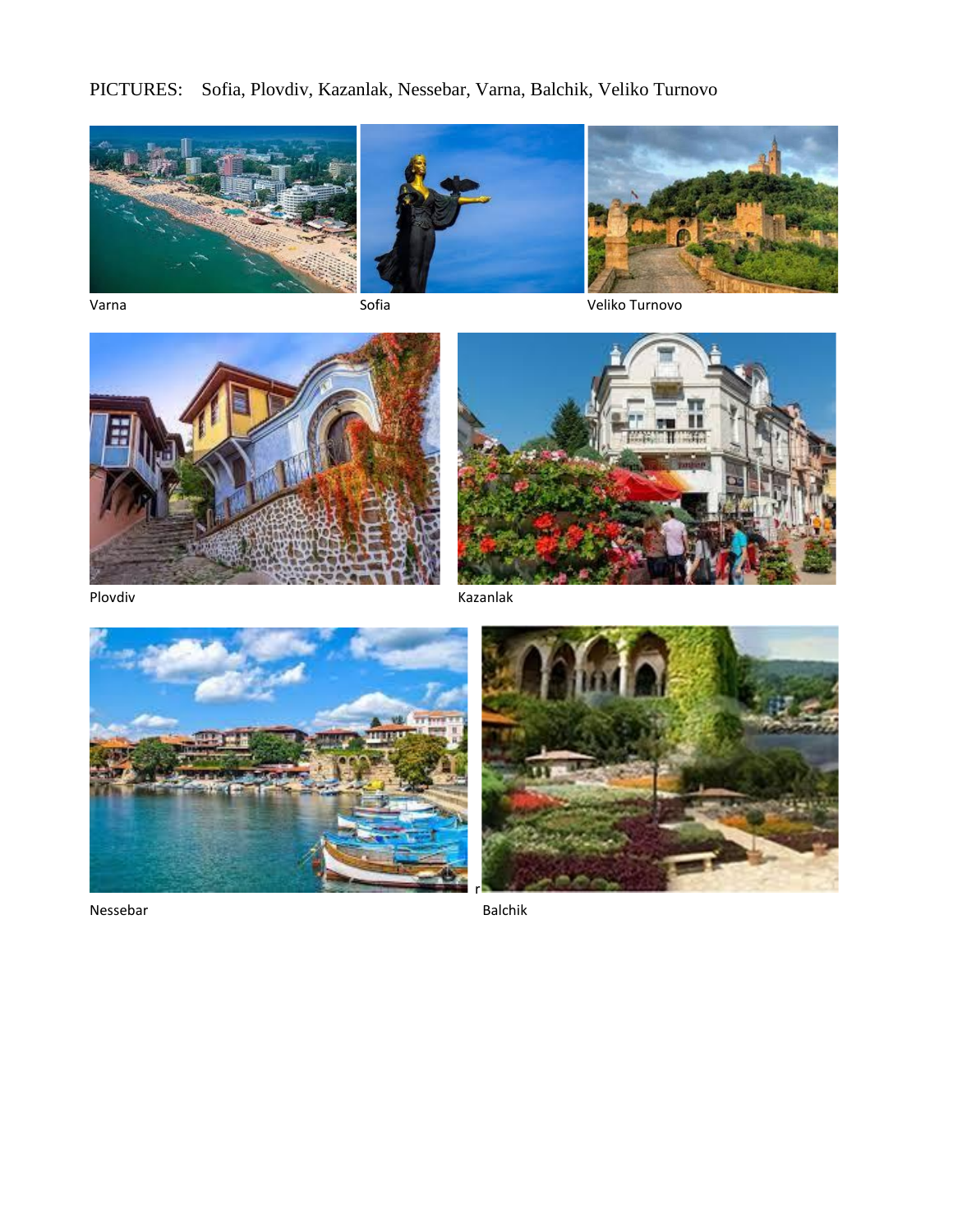PICTURES: Sofia, Plovdiv, Kazanlak, Nessebar, Varna, Balchik, Veliko Turnovo

Varna

Sofia

Veliko Turnovo

Plovdiv

Kazanlak

Nessebar

Balchik